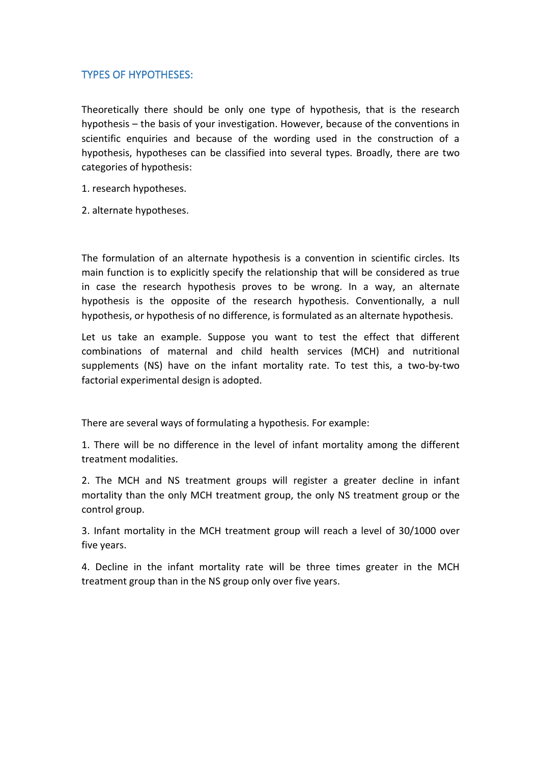## TYPES OF HYPOTHESES:

Theoretically there should be only one type of hypothesis, that is the research hypothesis – the basis of your investigation. However, because of the conventions in scientific enquiries and because of the wording used in the construction of a hypothesis, hypotheses can be classified into several types. Broadly, there are two categories of hypothesis:

1. research hypotheses.
2. alternate hypotheses.

The formulation of an alternate hypothesis is a convention in scientific circles. Its main function is to explicitly specify the relationship that will be considered as true in case the research hypothesis proves to be wrong. In a way, an alternate hypothesis is the opposite of the research hypothesis. Conventionally, a null hypothesis, or hypothesis of no difference, is formulated as an alternate hypothesis.

Let us take an example. Suppose you want to test the effect that different combinations of maternal and child health services (MCH) and nutritional supplements (NS) have on the infant mortality rate. To test this, a two-by-two factorial experimental design is adopted.

There are several ways of formulating a hypothesis. For example:

1. There will be no difference in the level of infant mortality among the different treatment modalities.
2. The MCH and NS treatment groups will register a greater decline in infant mortality than the only MCH treatment group, the only NS treatment group or the control group.
3. Infant mortality in the MCH treatment group will reach a level of 30/1000 over five years.
4. Decline in the infant mortality rate will be three times greater in the MCH treatment group than in the NS group only over five years.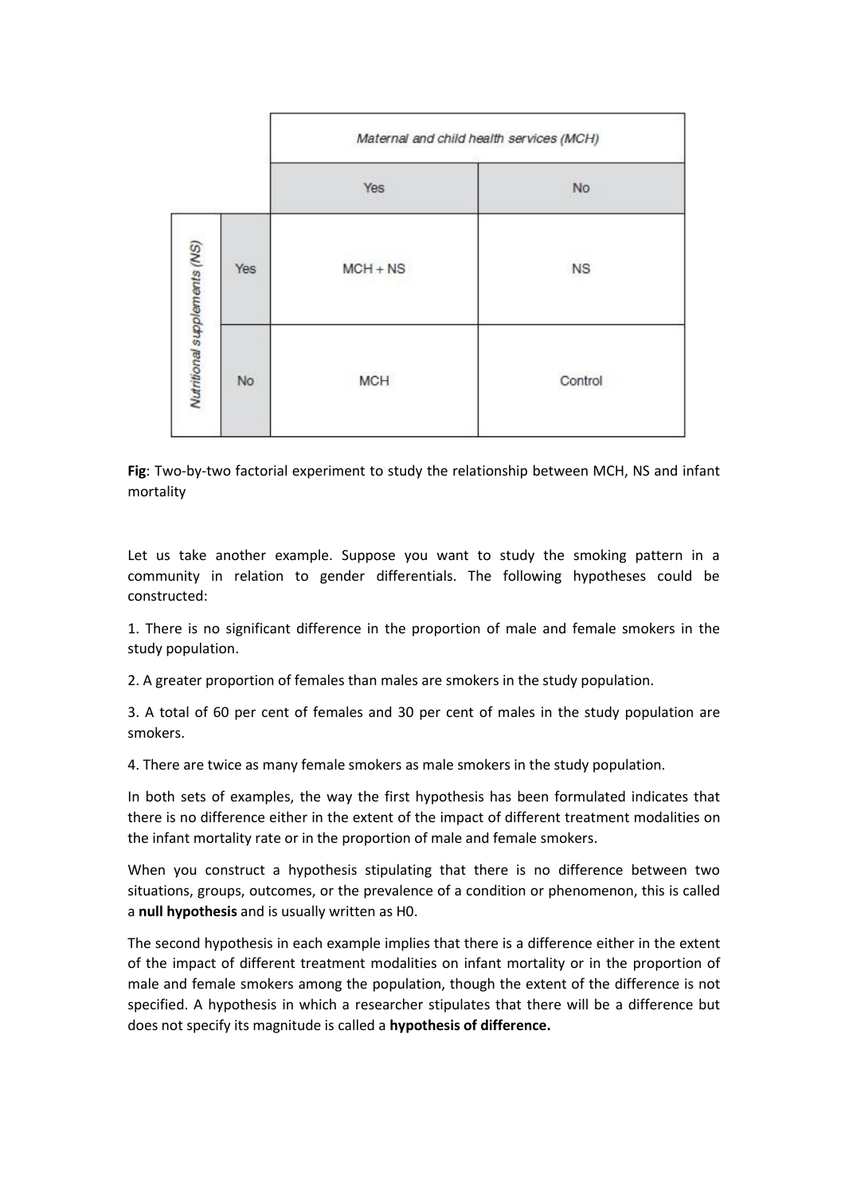| | | Maternal and child health services (MCH) | |
|---|---|---|---|
| | | Yes | No |
| Nutritional supplements (NS) | Yes | MCH + NS | NS |
| | No | MCH | Control |

**Fig**: Two-by-two factorial experiment to study the relationship between MCH, NS and infant mortality

Let us take another example. Suppose you want to study the smoking pattern in a community in relation to gender differentials. The following hypotheses could be constructed:

1. There is no significant difference in the proportion of male and female smokers in the study population.

2. A greater proportion of females than males are smokers in the study population.

3. A total of 60 per cent of females and 30 per cent of males in the study population are smokers.

4. There are twice as many female smokers as male smokers in the study population.

In both sets of examples, the way the first hypothesis has been formulated indicates that there is no difference either in the extent of the impact of different treatment modalities on the infant mortality rate or in the proportion of male and female smokers.

When you construct a hypothesis stipulating that there is no difference between two situations, groups, outcomes, or the prevalence of a condition or phenomenon, this is called a **null hypothesis** and is usually written as H0.

The second hypothesis in each example implies that there is a difference either in the extent of the impact of different treatment modalities on infant mortality or in the proportion of male and female smokers among the population, though the extent of the difference is not specified. A hypothesis in which a researcher stipulates that there will be a difference but does not specify its magnitude is called a **hypothesis of difference.**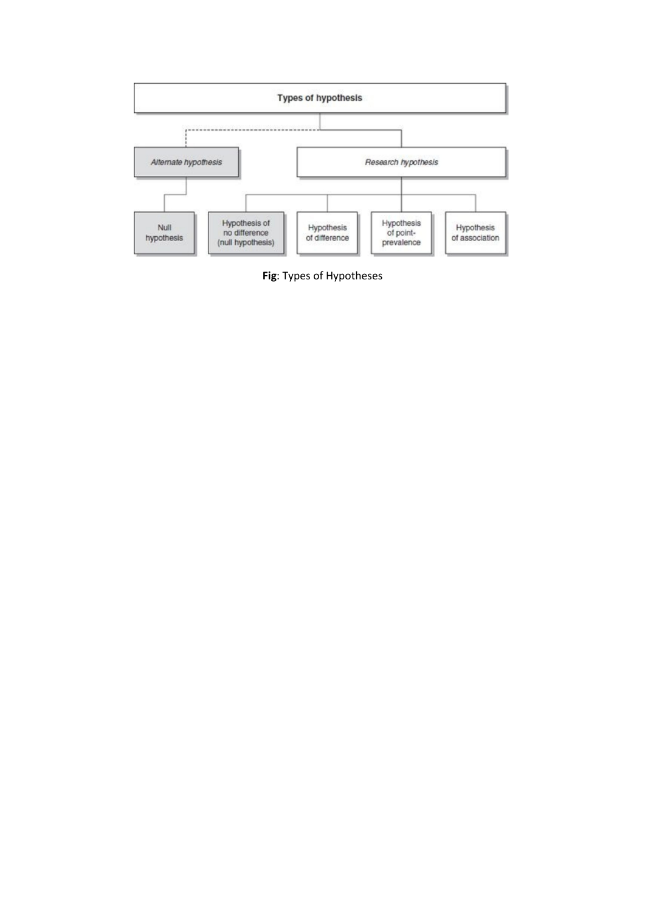Types of hypothesis

Alternate hypothesis

Research hypothesis

Null hypothesis

Hypothesis of no difference (null hypothesis)

Hypothesis of difference

Hypothesis of point-prevalence

Hypothesis of association

**Fig**: Types of Hypotheses